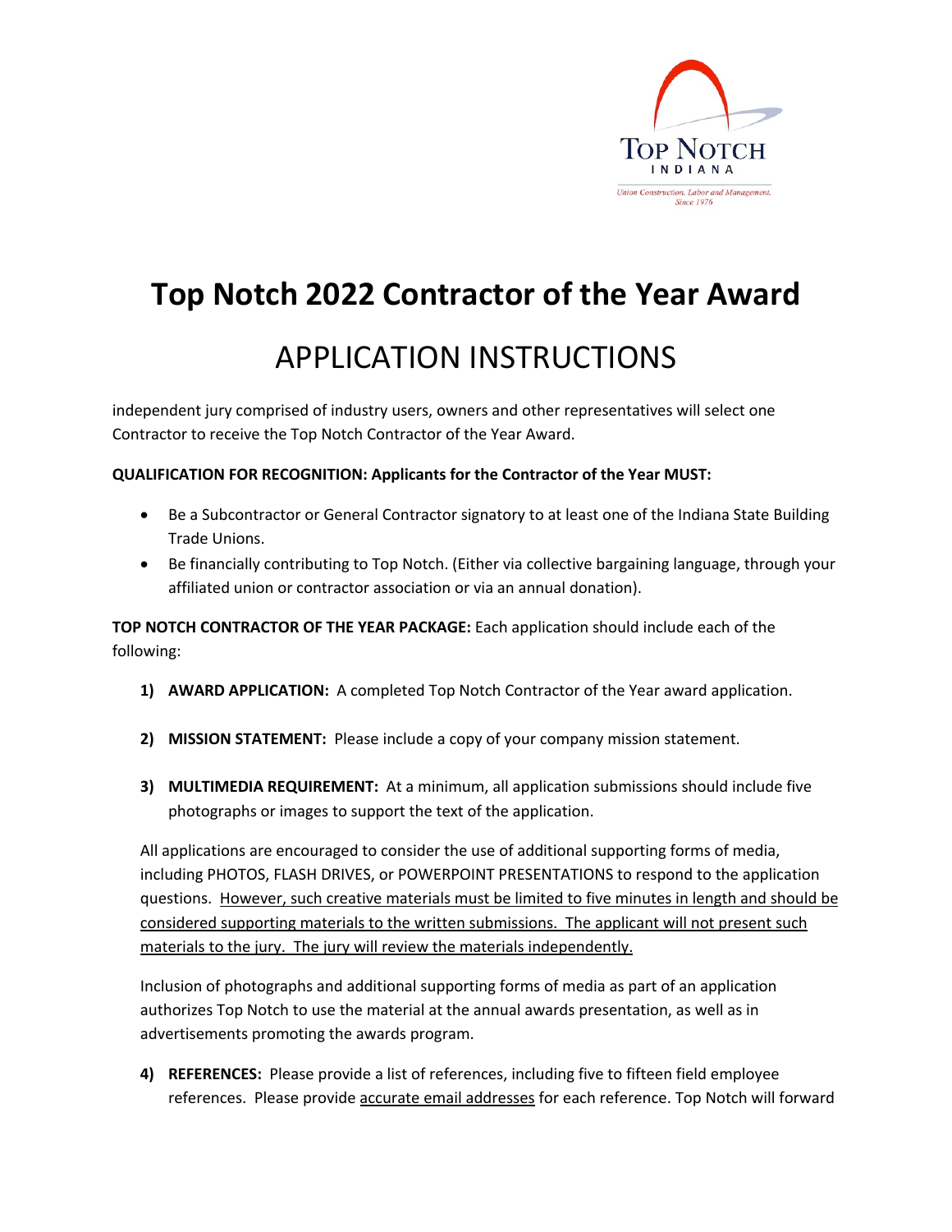Top Notch
INDIANA
*Union Construction, Labor and Management, Since 1976*

# Top Notch 2022 Contractor of the Year Award

## APPLICATION INSTRUCTIONS

independent jury comprised of industry users, owners and other representatives will select one Contractor to receive the Top Notch Contractor of the Year Award.

**QUALIFICATION FOR RECOGNITION: Applicants for the Contractor of the Year MUST:**

- Be a Subcontractor or General Contractor signatory to at least one of the Indiana State Building Trade Unions.
- Be financially contributing to Top Notch. (Either via collective bargaining language, through your affiliated union or contractor association or via an annual donation).

**TOP NOTCH CONTRACTOR OF THE YEAR PACKAGE:** Each application should include each of the following:

1) **AWARD APPLICATION:** A completed Top Notch Contractor of the Year award application.

2) **MISSION STATEMENT:** Please include a copy of your company mission statement.

3) **MULTIMEDIA REQUIREMENT:** At a minimum, all application submissions should include five photographs or images to support the text of the application.

   All applications are encouraged to consider the use of additional supporting forms of media, including PHOTOS, FLASH DRIVES, or POWERPOINT PRESENTATIONS to respond to the application questions. <u>However, such creative materials must be limited to five minutes in length and should be considered supporting materials to the written submissions. The applicant will not present such materials to the jury. The jury will review the materials independently.</u>

   Inclusion of photographs and additional supporting forms of media as part of an application authorizes Top Notch to use the material at the annual awards presentation, as well as in advertisements promoting the awards program.

4) **REFERENCES:** Please provide a list of references, including five to fifteen field employee references. Please provide <u>accurate email addresses</u> for each reference. Top Notch will forward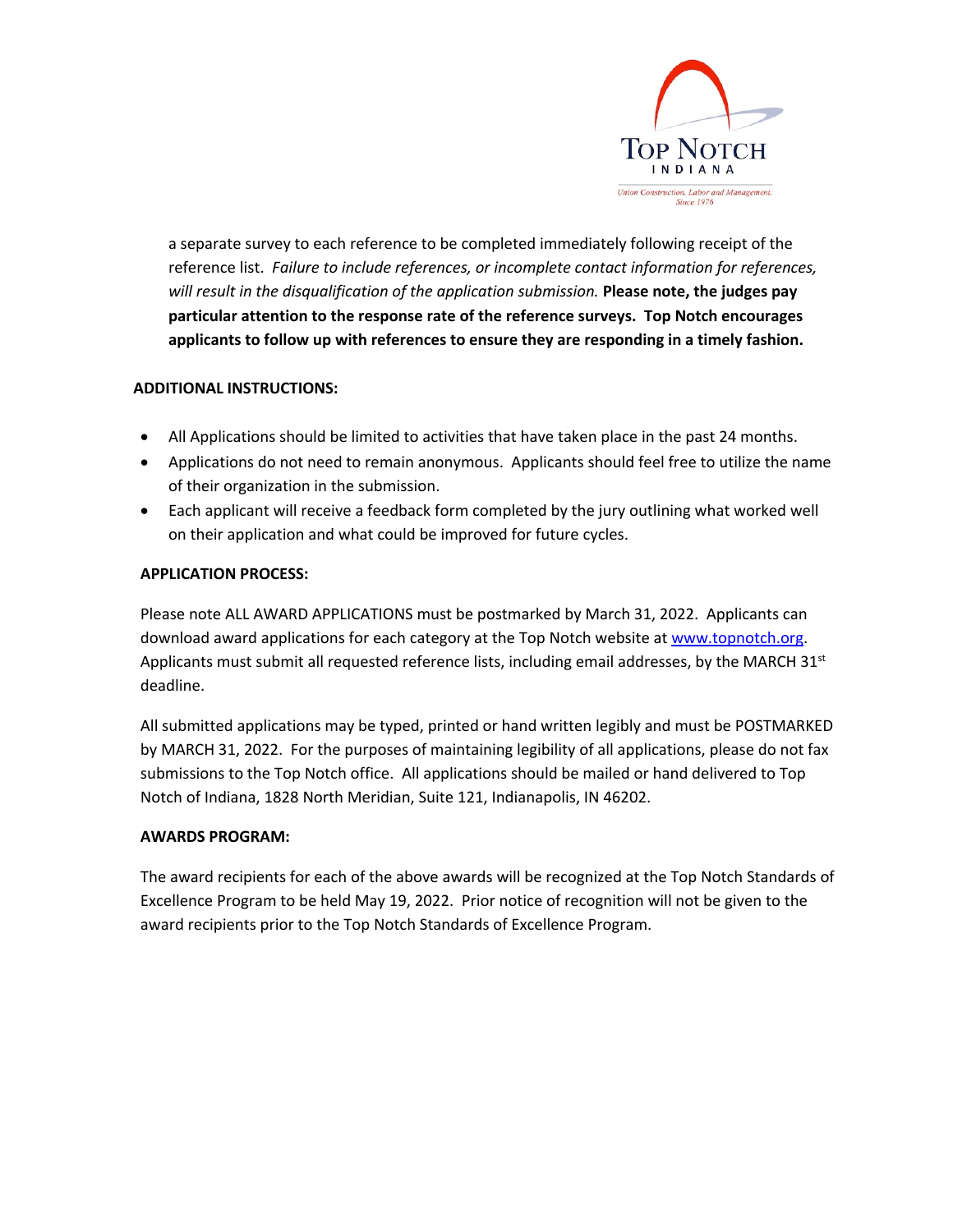a separate survey to each reference to be completed immediately following receipt of the reference list. *Failure to include references, or incomplete contact information for references, will result in the disqualification of the application submission.* **Please note, the judges pay particular attention to the response rate of the reference surveys. Top Notch encourages applicants to follow up with references to ensure they are responding in a timely fashion.**

**ADDITIONAL INSTRUCTIONS:**

- All Applications should be limited to activities that have taken place in the past 24 months.
- Applications do not need to remain anonymous. Applicants should feel free to utilize the name of their organization in the submission.
- Each applicant will receive a feedback form completed by the jury outlining what worked well on their application and what could be improved for future cycles.

**APPLICATION PROCESS:**

Please note ALL AWARD APPLICATIONS must be postmarked by March 31, 2022. Applicants can download award applications for each category at the Top Notch website at [www.topnotch.org](http://www.topnotch.org). Applicants must submit all requested reference lists, including email addresses, by the MARCH 31st deadline.

All submitted applications may be typed, printed or hand written legibly and must be POSTMARKED by MARCH 31, 2022. For the purposes of maintaining legibility of all applications, please do not fax submissions to the Top Notch office. All applications should be mailed or hand delivered to Top Notch of Indiana, 1828 North Meridian, Suite 121, Indianapolis, IN 46202.

**AWARDS PROGRAM:**

The award recipients for each of the above awards will be recognized at the Top Notch Standards of Excellence Program to be held May 19, 2022. Prior notice of recognition will not be given to the award recipients prior to the Top Notch Standards of Excellence Program.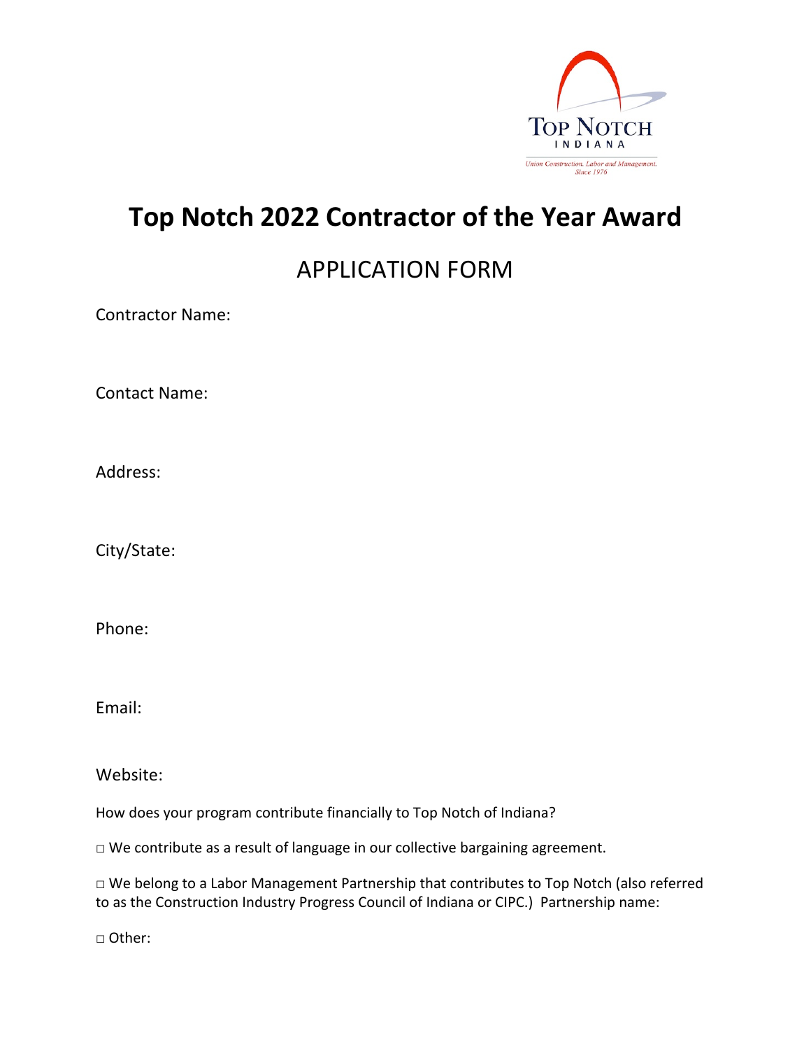# Top Notch 2022 Contractor of the Year Award

## APPLICATION FORM

Contractor Name:

Contact Name:

Address:

City/State:

Phone:

Email:

Website:

How does your program contribute financially to Top Notch of Indiana?

□ We contribute as a result of language in our collective bargaining agreement.

□ We belong to a Labor Management Partnership that contributes to Top Notch (also referred to as the Construction Industry Progress Council of Indiana or CIPC.) Partnership name:

□ Other: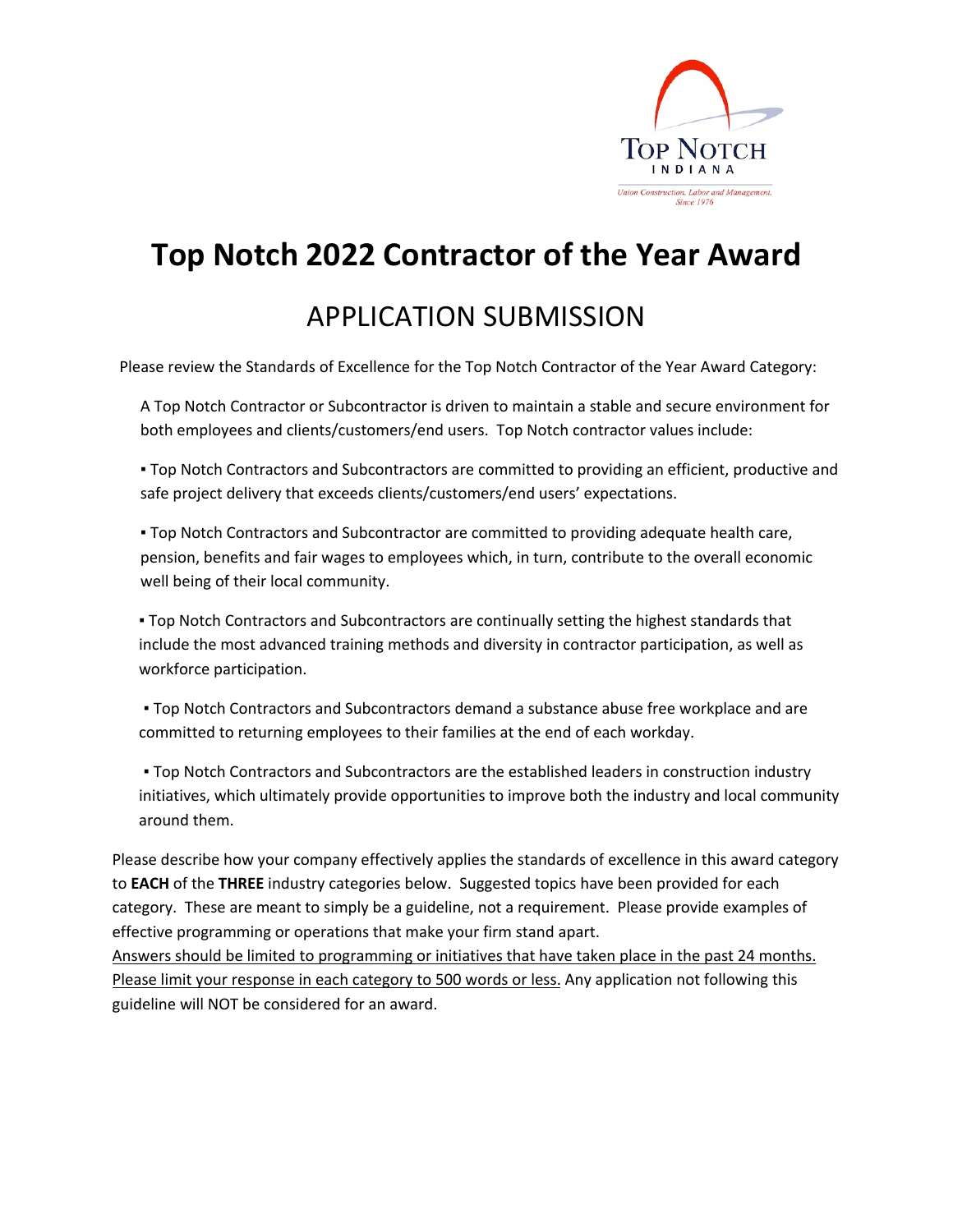TOP NOTCH
INDIANA
Union Construction, Labor and Management.
Since 1976

# Top Notch 2022 Contractor of the Year Award

## APPLICATION SUBMISSION

Please review the Standards of Excellence for the Top Notch Contractor of the Year Award Category:

A Top Notch Contractor or Subcontractor is driven to maintain a stable and secure environment for both employees and clients/customers/end users. Top Notch contractor values include:

- Top Notch Contractors and Subcontractors are committed to providing an efficient, productive and safe project delivery that exceeds clients/customers/end users' expectations.
- Top Notch Contractors and Subcontractor are committed to providing adequate health care, pension, benefits and fair wages to employees which, in turn, contribute to the overall economic well being of their local community.
- Top Notch Contractors and Subcontractors are continually setting the highest standards that include the most advanced training methods and diversity in contractor participation, as well as workforce participation.
- Top Notch Contractors and Subcontractors demand a substance abuse free workplace and are committed to returning employees to their families at the end of each workday.
- Top Notch Contractors and Subcontractors are the established leaders in construction industry initiatives, which ultimately provide opportunities to improve both the industry and local community around them.

Please describe how your company effectively applies the standards of excellence in this award category to **EACH** of the **THREE** industry categories below. Suggested topics have been provided for each category. These are meant to simply be a guideline, not a requirement. Please provide examples of effective programming or operations that make your firm stand apart.
<u>Answers should be limited to programming or initiatives that have taken place in the past 24 months.</u> <u>Please limit your response in each category to 500 words or less.</u> Any application not following this guideline will NOT be considered for an award.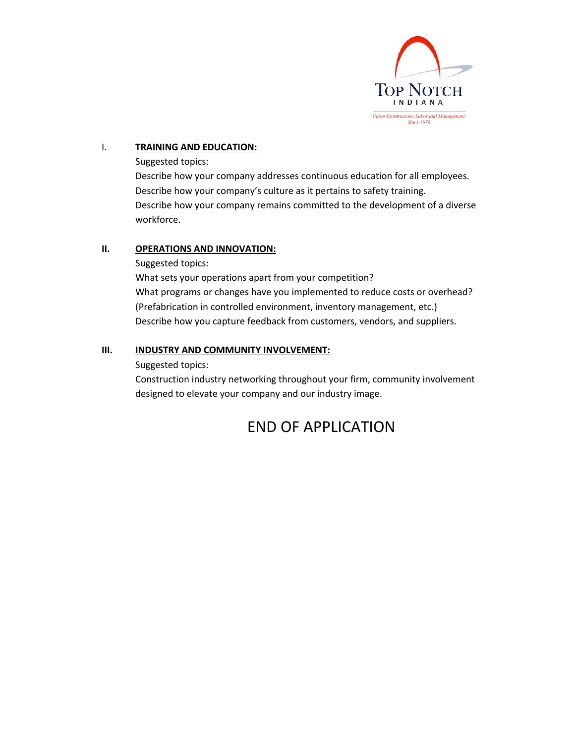Top Notch
INDIANA
Union Construction, Labor and Management, Since 1976

I. **TRAINING AND EDUCATION:**

Suggested topics:
Describe how your company addresses continuous education for all employees.
Describe how your company's culture as it pertains to safety training.
Describe how your company remains committed to the development of a diverse workforce.

**II. OPERATIONS AND INNOVATION:**

Suggested topics:
What sets your operations apart from your competition?
What programs or changes have you implemented to reduce costs or overhead? (Prefabrication in controlled environment, inventory management, etc.)
Describe how you capture feedback from customers, vendors, and suppliers.

**III. INDUSTRY AND COMMUNITY INVOLVEMENT:**

Suggested topics:
Construction industry networking throughout your firm, community involvement designed to elevate your company and our industry image.

END OF APPLICATION